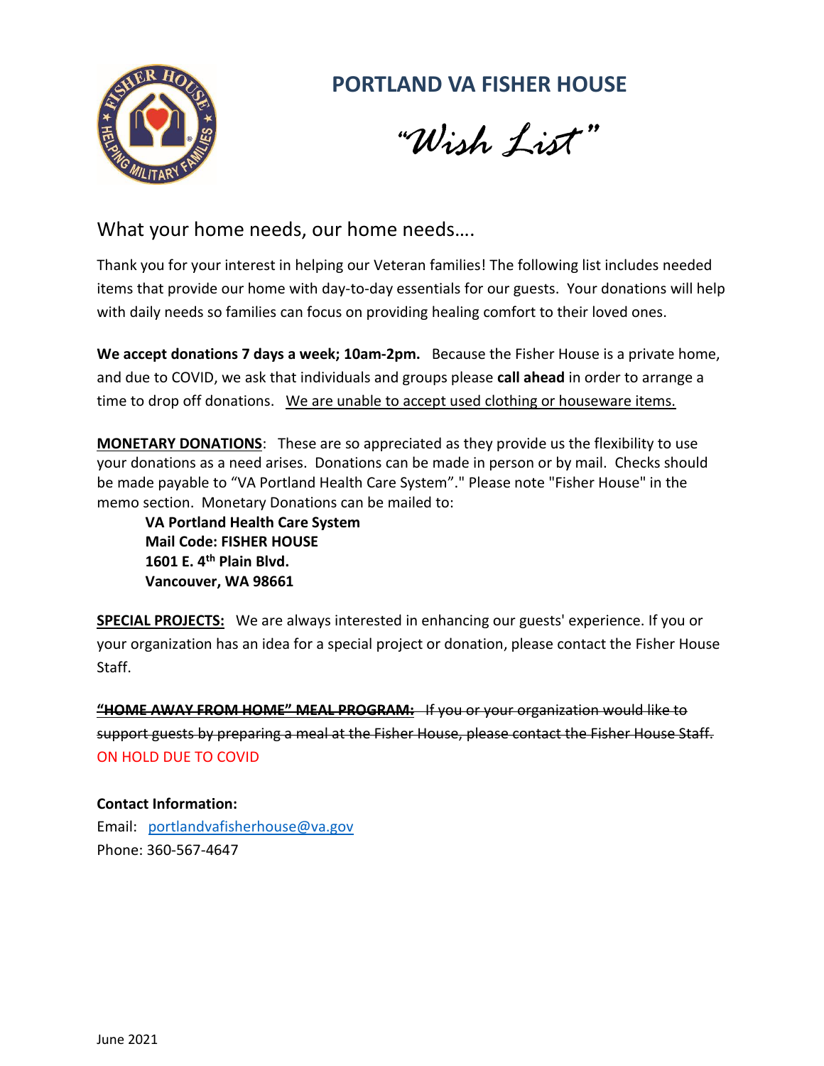# PORTLAND VA FISHER HOUSE

## *"Wish List"*

What your home needs, our home needs….

Thank you for your interest in helping our Veteran families! The following list includes needed items that provide our home with day-to-day essentials for our guests. Your donations will help with daily needs so families can focus on providing healing comfort to their loved ones.

**We accept donations 7 days a week; 10am-2pm.** Because the Fisher House is a private home, and due to COVID, we ask that individuals and groups please **call ahead** in order to arrange a time to drop off donations. <u>We are unable to accept used clothing or houseware items.</u>

**<u>MONETARY DONATIONS</u>**: These are so appreciated as they provide us the flexibility to use your donations as a need arises. Donations can be made in person or by mail. Checks should be made payable to "VA Portland Health Care System"." Please note "Fisher House" in the memo section. Monetary Donations can be mailed to:

**VA Portland Health Care System**
**Mail Code: FISHER HOUSE**
**1601 E. 4th Plain Blvd.**
**Vancouver, WA 98661**

**<u>SPECIAL PROJECTS:</u>** We are always interested in enhancing our guests' experience. If you or your organization has an idea for a special project or donation, please contact the Fisher House Staff.

~~**"HOME AWAY FROM HOME" MEAL PROGRAM:** If you or your organization would like to support guests by preparing a meal at the Fisher House, please contact the Fisher House Staff.~~
ON HOLD DUE TO COVID

**Contact Information:**
Email: portlandvafisherhouse@va.gov
Phone: 360-567-4647

June 2021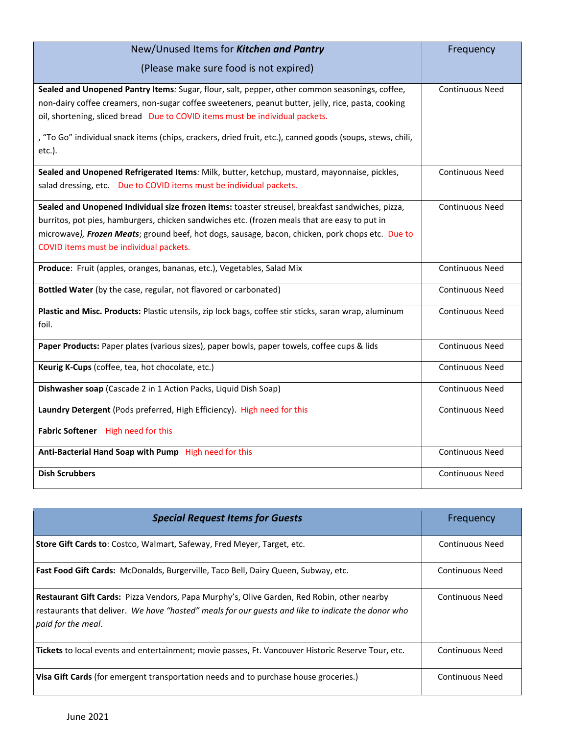| New/Unused Items for ***Kitchen and Pantry***<br>(Please make sure food is not expired) | Frequency |
|---|---|
| **Sealed and Unopened Pantry Items***:* Sugar, flour, salt, pepper, other common seasonings, coffee, non-dairy coffee creamers, non-sugar coffee sweeteners, peanut butter, jelly, rice, pasta, cooking oil, shortening, sliced bread Due to COVID items must be individual packets.<br>, "To Go" individual snack items (chips, crackers, dried fruit, etc.), canned goods (soups, stews, chili, etc.). | Continuous Need |
| **Sealed and Unopened Refrigerated Items***:* Milk, butter, ketchup, mustard, mayonnaise, pickles, salad dressing, etc. Due to COVID items must be individual packets. | Continuous Need |
| **Sealed and Unopened Individual size frozen items:** toaster streusel, breakfast sandwiches, pizza, burritos, pot pies, hamburgers, chicken sandwiches etc. (frozen meals that are easy to put in microwave*), **Frozen Meats***; ground beef, hot dogs, sausage, bacon, chicken, pork chops etc. Due to COVID items must be individual packets. | Continuous Need |
| **Produce**: Fruit (apples, oranges, bananas, etc.), Vegetables, Salad Mix | Continuous Need |
| **Bottled Water** (by the case, regular, not flavored or carbonated) | Continuous Need |
| **Plastic and Misc. Products:** Plastic utensils, zip lock bags, coffee stir sticks, saran wrap, aluminum foil. | Continuous Need |
| **Paper Products:** Paper plates (various sizes), paper bowls, paper towels, coffee cups & lids | Continuous Need |
| **Keurig K-Cups** (coffee, tea, hot chocolate, etc.) | Continuous Need |
| **Dishwasher soap** (Cascade 2 in 1 Action Packs, Liquid Dish Soap) | Continuous Need |
| **Laundry Detergent** (Pods preferred, High Efficiency). High need for this<br>**Fabric Softener** High need for this | Continuous Need |
| **Anti-Bacterial Hand Soap with Pump** High need for this | Continuous Need |
| **Dish Scrubbers** | Continuous Need |

| ***Special Request Items for Guests*** | Frequency |
|---|---|
| **Store Gift Cards to**: Costco, Walmart, Safeway, Fred Meyer, Target, etc. | Continuous Need |
| **Fast Food Gift Cards:** McDonalds, Burgerville, Taco Bell, Dairy Queen, Subway, etc. | Continuous Need |
| **Restaurant Gift Cards:** Pizza Vendors, Papa Murphy's, Olive Garden, Red Robin, other nearby restaurants that deliver. *We have "hosted" meals for our guests and like to indicate the donor who paid for the meal*. | Continuous Need |
| **Tickets** to local events and entertainment; movie passes, Ft. Vancouver Historic Reserve Tour, etc. | Continuous Need |
| **Visa Gift Cards** (for emergent transportation needs and to purchase house groceries.) | Continuous Need |

June 2021